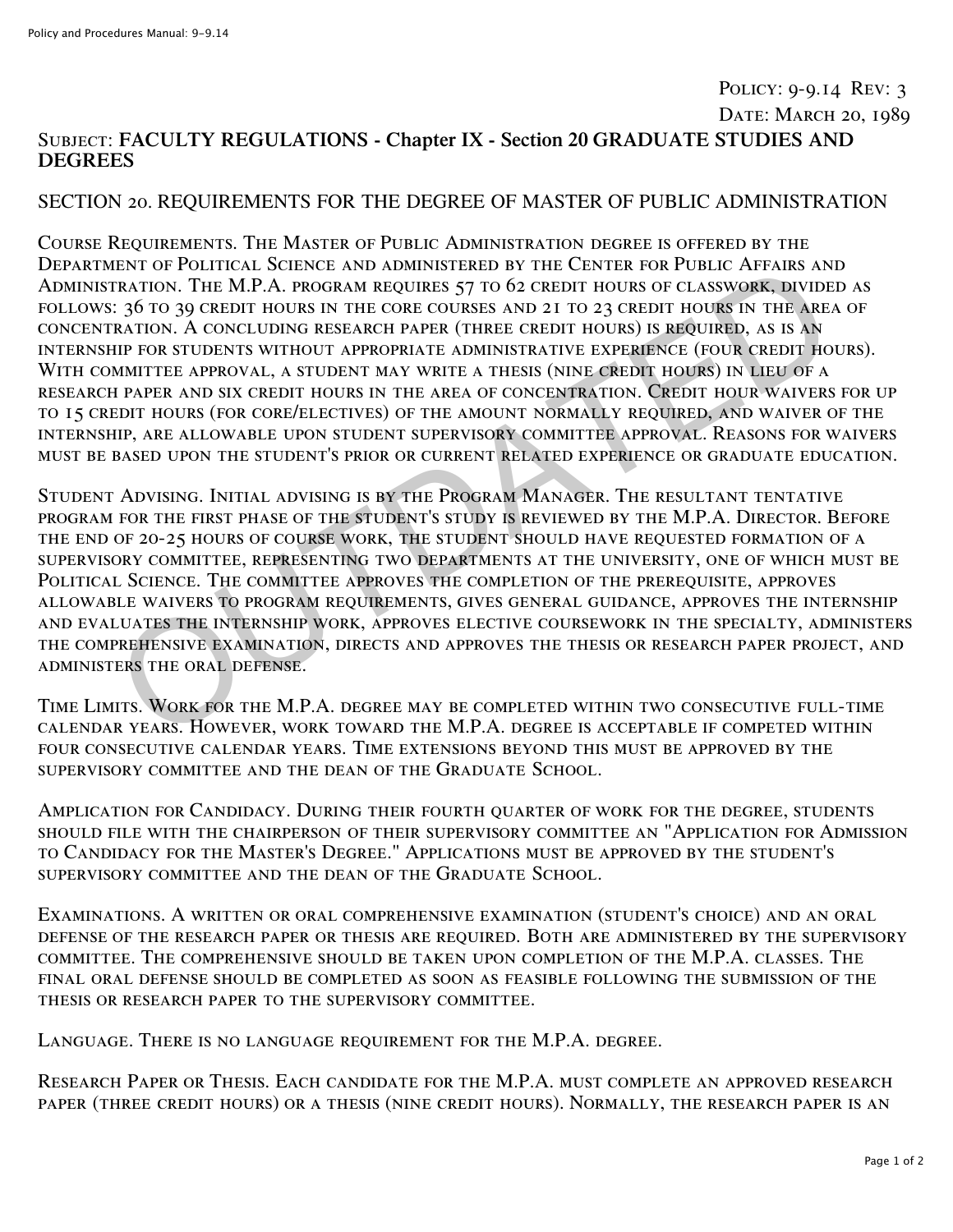Policy: 9-9.14 Rev: 3
Date: March 20, 1989

Subject: **FACULTY REGULATIONS - Chapter IX - Section 20 GRADUATE STUDIES AND DEGREES**

## SECTION 20. REQUIREMENTS FOR THE DEGREE OF MASTER OF PUBLIC ADMINISTRATION

Course Requirements. The Master of Public Administration degree is offered by the Department of Political Science and administered by the Center for Public Affairs and Administration. The M.P.A. program requires 57 to 62 credit hours of classwork, divided as follows: 36 to 39 credit hours in the core courses and 21 to 23 credit hours in the area of concentration. A concluding research paper (three credit hours) is required, as is an internship for students without appropriate administrative experience (four credit hours). With committee approval, a student may write a thesis (nine credit hours) in lieu of a research paper and six credit hours in the area of concentration. Credit hour waivers for up to 15 credit hours (for core/electives) of the amount normally required, and waiver of the internship, are allowable upon student supervisory committee approval. Reasons for waivers must be based upon the student's prior or current related experience or graduate education.

Student Advising. Initial advising is by the Program Manager. The resultant tentative program for the first phase of the student's study is reviewed by the M.P.A. Director. Before the end of 20-25 hours of course work, the student should have requested formation of a supervisory committee, representing two departments at the university, one of which must be Political Science. The committee approves the completion of the prerequisite, approves allowable waivers to program requirements, gives general guidance, approves the internship and evaluates the internship work, approves elective coursework in the specialty, administers the comprehensive examination, directs and approves the thesis or research paper project, and administers the oral defense.

Time Limits. Work for the M.P.A. degree may be completed within two consecutive full-time calendar years. However, work toward the M.P.A. degree is acceptable if competed within four consecutive calendar years. Time extensions beyond this must be approved by the supervisory committee and the dean of the Graduate School.

Amplication for Candidacy. During their fourth quarter of work for the degree, students should file with the chairperson of their supervisory committee an "Application for Admission to Candidacy for the Master's Degree." Applications must be approved by the student's supervisory committee and the dean of the Graduate School.

Examinations. A written or oral comprehensive examination (student's choice) and an oral defense of the research paper or thesis are required. Both are administered by the supervisory committee. The comprehensive should be taken upon completion of the M.P.A. classes. The final oral defense should be completed as soon as feasible following the submission of the thesis or research paper to the supervisory committee.

Language. There is no language requirement for the M.P.A. degree.

Research Paper or Thesis. Each candidate for the M.P.A. must complete an approved research paper (three credit hours) or a thesis (nine credit hours). Normally, the research paper is an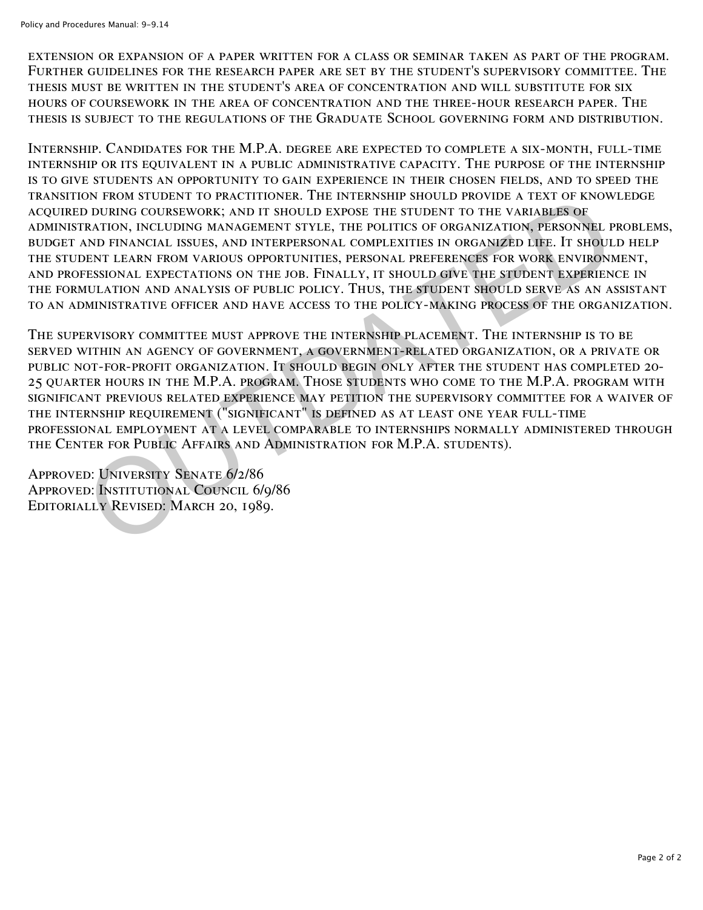extension or expansion of a paper written for a class or seminar taken as part of the program. Further guidelines for the research paper are set by the student's supervisory committee. The thesis must be written in the student's area of concentration and will substitute for six hours of coursework in the area of concentration and the three-hour research paper. The thesis is subject to the regulations of the Graduate School governing form and distribution.

Internship. Candidates for the M.P.A. degree are expected to complete a six-month, full-time internship or its equivalent in a public administrative capacity. The purpose of the internship is to give students an opportunity to gain experience in their chosen fields, and to speed the transition from student to practitioner. The internship should provide a text of knowledge acquired during coursework; and it should expose the student to the variables of administration, including management style, the politics of organization, personnel problems, budget and financial issues, and interpersonal complexities in organized life. It should help the student learn from various opportunities, personal preferences for work environment, and professional expectations on the job. Finally, it should give the student experience in the formulation and analysis of public policy. Thus, the student should serve as an assistant to an administrative officer and have access to the policy-making process of the organization.

The supervisory committee must approve the internship placement. The internship is to be served within an agency of government, a government-related organization, or a private or public not-for-profit organization. It should begin only after the student has completed 20-25 quarter hours in the M.P.A. program. Those students who come to the M.P.A. program with significant previous related experience may petition the supervisory committee for a waiver of the internship requirement ("significant" is defined as at least one year full-time professional employment at a level comparable to internships normally administered through the Center for Public Affairs and Administration for M.P.A. students).

Approved: University Senate 6/2/86
Approved: Institutional Council 6/9/86
Editorially Revised: March 20, 1989.